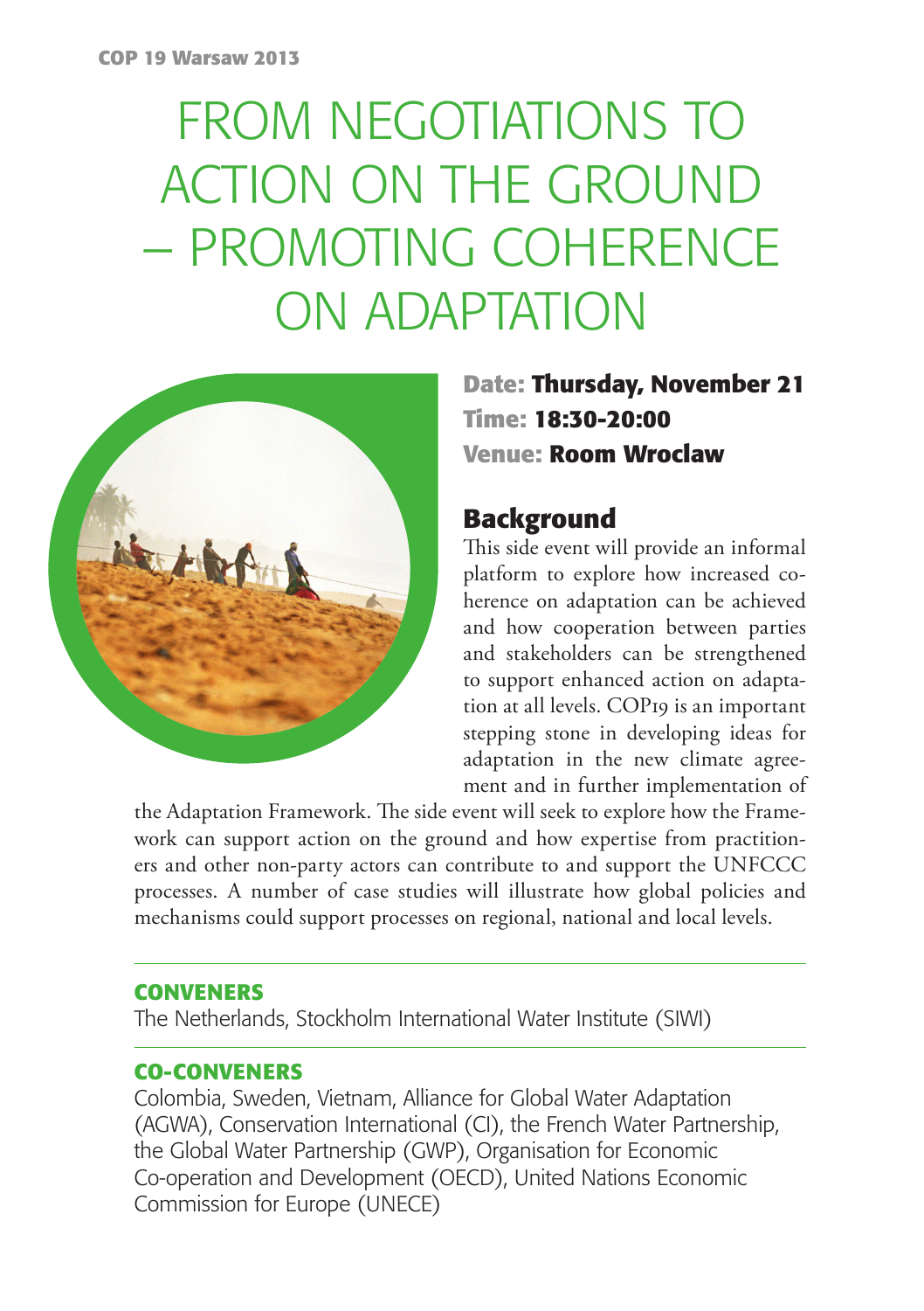COP 19 Warsaw 2013

# FROM NEGOTIATIONS TO ACTION ON THE GROUND – PROMOTING COHERENCE ON ADAPTATION

**Date: Thursday, November 21**
**Time: 18:30-20:00**
**Venue: Room Wroclaw**

## Background

This side event will provide an informal platform to explore how increased coherence on adaptation can be achieved and how cooperation between parties and stakeholders can be strengthened to support enhanced action on adaptation at all levels. COP19 is an important stepping stone in developing ideas for adaptation in the new climate agreement and in further implementation of the Adaptation Framework. The side event will seek to explore how the Framework can support action on the ground and how expertise from practitioners and other non-party actors can contribute to and support the UNFCCC processes. A number of case studies will illustrate how global policies and mechanisms could support processes on regional, national and local levels.

### CONVENERS

The Netherlands, Stockholm International Water Institute (SIWI)

### CO-CONVENERS

Colombia, Sweden, Vietnam, Alliance for Global Water Adaptation (AGWA), Conservation International (CI), the French Water Partnership, the Global Water Partnership (GWP), Organisation for Economic Co-operation and Development (OECD), United Nations Economic Commission for Europe (UNECE)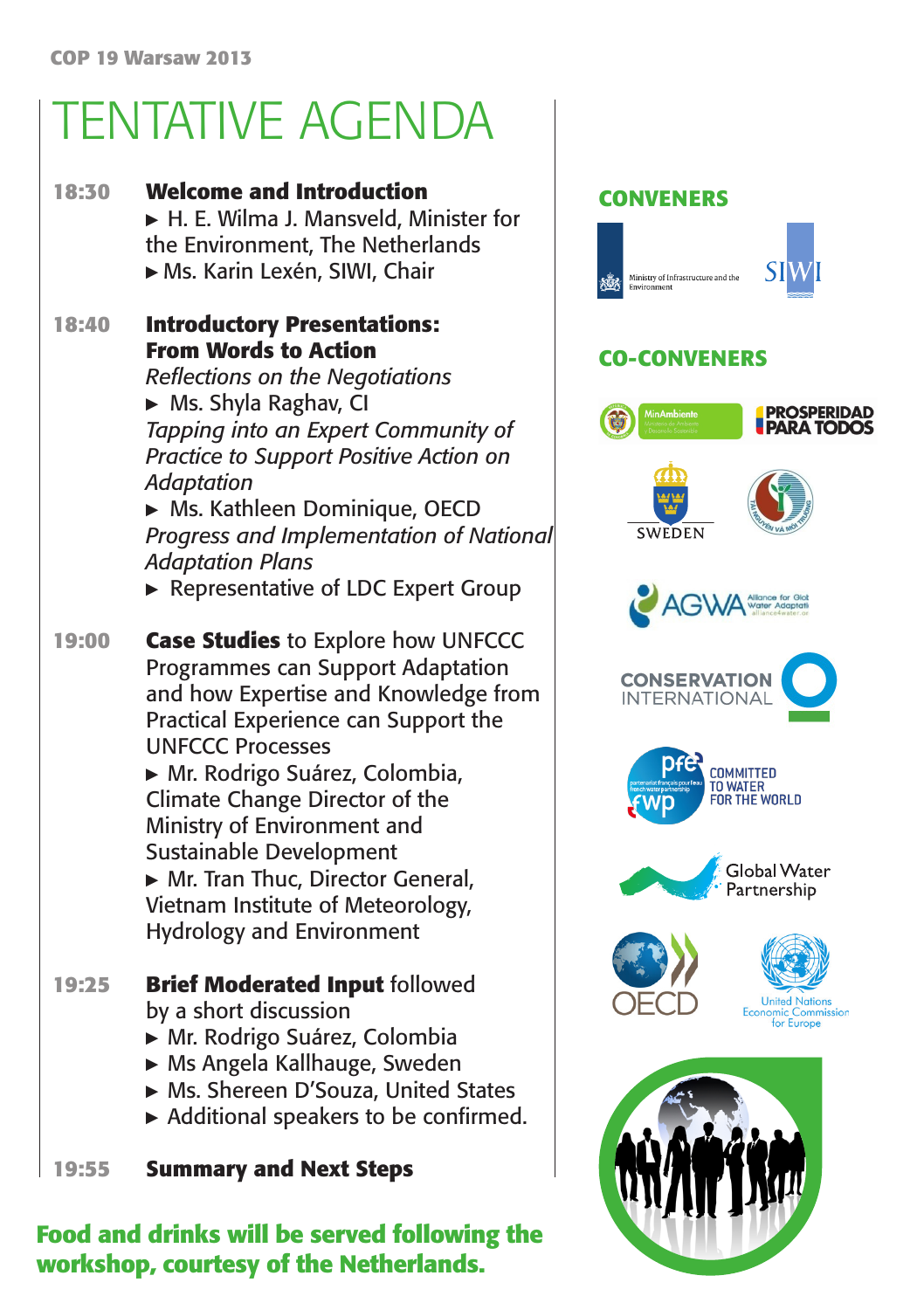COP 19 Warsaw 2013

# TENTATIVE AGENDA

**18:30** **Welcome and Introduction**

- H. E. Wilma J. Mansveld, Minister for the Environment, The Netherlands
- Ms. Karin Lexén, SIWI, Chair

**18:40** **Introductory Presentations: From Words to Action**

*Reflections on the Negotiations*

- Ms. Shyla Raghav, CI

*Tapping into an Expert Community of Practice to Support Positive Action on Adaptation*

- Ms. Kathleen Dominique, OECD

*Progress and Implementation of National Adaptation Plans*

- Representative of LDC Expert Group

**19:00** **Case Studies** to Explore how UNFCCC Programmes can Support Adaptation and how Expertise and Knowledge from Practical Experience can Support the UNFCCC Processes

- Mr. Rodrigo Suárez, Colombia, Climate Change Director of the Ministry of Environment and Sustainable Development
- Mr. Tran Thuc, Director General, Vietnam Institute of Meteorology, Hydrology and Environment

**19:25** **Brief Moderated Input** followed by a short discussion

- Mr. Rodrigo Suárez, Colombia
- Ms Angela Kallhauge, Sweden
- Ms. Shereen D'Souza, United States
- Additional speakers to be confirmed.

**19:55** **Summary and Next Steps**

**Food and drinks will be served following the workshop, courtesy of the Netherlands.**

## CONVENERS

Ministry of Infrastructure and the Environment

SIWI

## CO-CONVENERS

MinAmbiente Ministerio de Ambiente y Desarrollo Sostenible

PROSPERIDAD PARA TODOS

SWEDEN

TÀI NGUYÊN VÀ MÔI TRƯỜNG

AGWA Alliance for Global Water Adaptation alliance4water.org

CONSERVATION INTERNATIONAL

pfe partenariat français pour l'eau french water partnership fwp COMMITTED TO WATER FOR THE WORLD

Global Water Partnership

OECD

United Nations Economic Commission for Europe